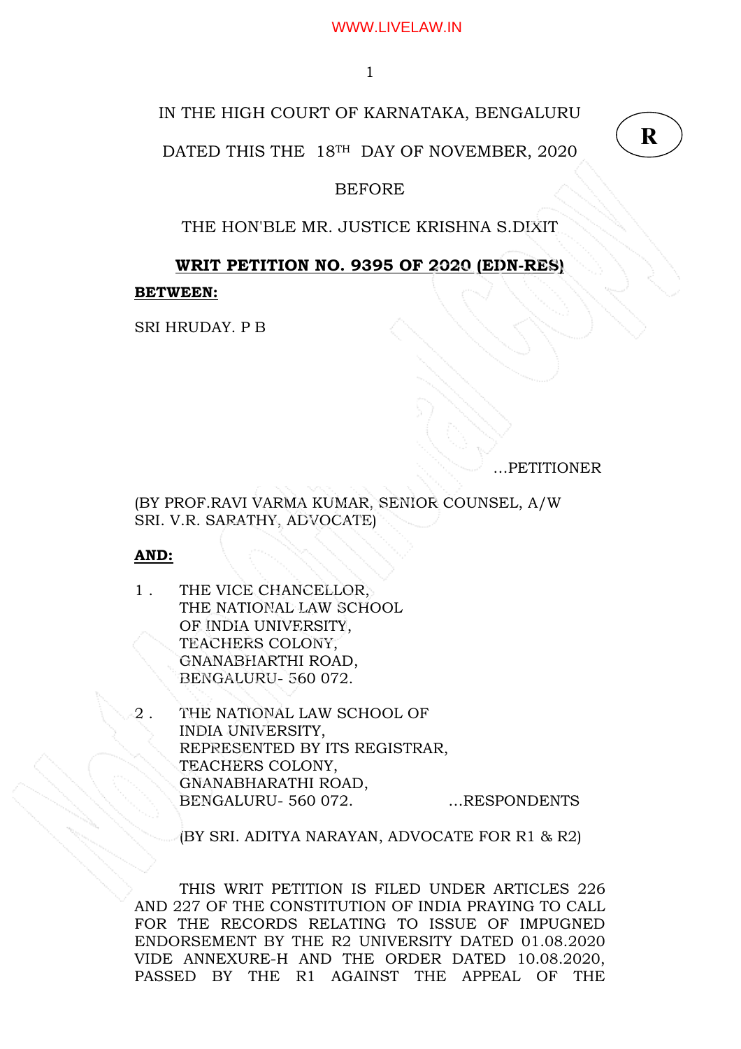IN THE HIGH COURT OF KARNATAKA, BENGALURU

DATED THIS THE 18TH DAY OF NOVEMBER, 2020

BEFORE

THE HON'BLE MR. JUSTICE KRISHNA S.DIXIT

**WRIT PETITION NO. 9395 OF 2020 (EDN-RES)**

**BETWEEN:**

SRI HRUDAY. P B

...PETITIONER

(BY PROF.RAVI VARMA KUMAR, SENIOR COUNSEL, A/W SRI. V.R. SARATHY, ADVOCATE)

**AND:**

1. THE VICE CHANCELLOR,
   THE NATIONAL LAW SCHOOL
   OF INDIA UNIVERSITY,
   TEACHERS COLONY,
   GNANABHARTHI ROAD,
   BENGALURU- 560 072.

2. THE NATIONAL LAW SCHOOL OF
   INDIA UNIVERSITY,
   REPRESENTED BY ITS REGISTRAR,
   TEACHERS COLONY,
   GNANABHARATHI ROAD,
   BENGALURU- 560 072. ...RESPONDENTS

(BY SRI. ADITYA NARAYAN, ADVOCATE FOR R1 & R2)

THIS WRIT PETITION IS FILED UNDER ARTICLES 226 AND 227 OF THE CONSTITUTION OF INDIA PRAYING TO CALL FOR THE RECORDS RELATING TO ISSUE OF IMPUGNED ENDORSEMENT BY THE R2 UNIVERSITY DATED 01.08.2020 VIDE ANNEXURE-H AND THE ORDER DATED 10.08.2020, PASSED BY THE R1 AGAINST THE APPEAL OF THE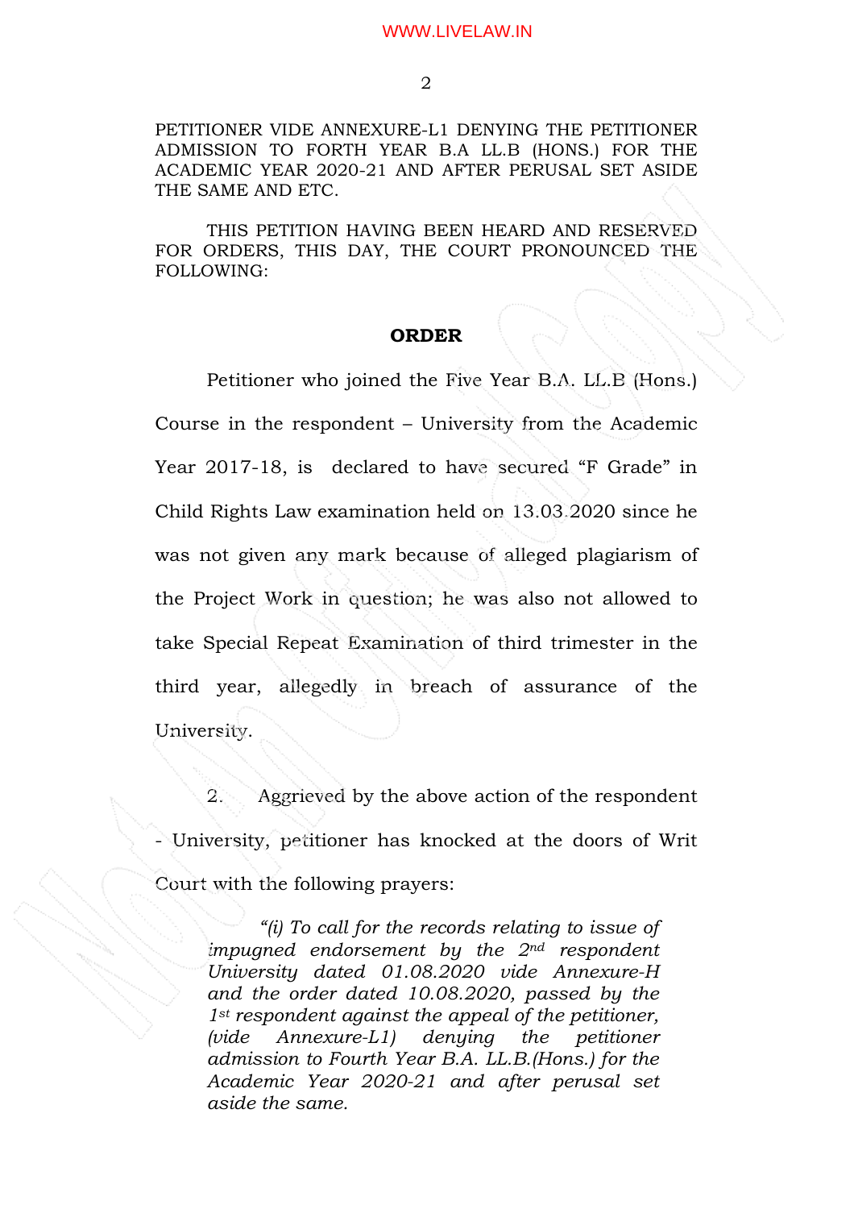PETITIONER VIDE ANNEXURE-L1 DENYING THE PETITIONER ADMISSION TO FORTH YEAR B.A LL.B (HONS.) FOR THE ACADEMIC YEAR 2020-21 AND AFTER PERUSAL SET ASIDE THE SAME AND ETC.

THIS PETITION HAVING BEEN HEARD AND RESERVED FOR ORDERS, THIS DAY, THE COURT PRONOUNCED THE FOLLOWING:

## ORDER

Petitioner who joined the Five Year B.A. LL.B (Hons.) Course in the respondent – University from the Academic Year 2017-18, is declared to have secured "F Grade" in Child Rights Law examination held on 13.03.2020 since he was not given any mark because of alleged plagiarism of the Project Work in question; he was also not allowed to take Special Repeat Examination of third trimester in the third year, allegedly in breach of assurance of the University.

2. Aggrieved by the above action of the respondent - University, petitioner has knocked at the doors of Writ Court with the following prayers:

> *"(i) To call for the records relating to issue of impugned endorsement by the 2nd respondent University dated 01.08.2020 vide Annexure-H and the order dated 10.08.2020, passed by the 1st respondent against the appeal of the petitioner, (vide Annexure-L1) denying the petitioner admission to Fourth Year B.A. LL.B.(Hons.) for the Academic Year 2020-21 and after perusal set aside the same.*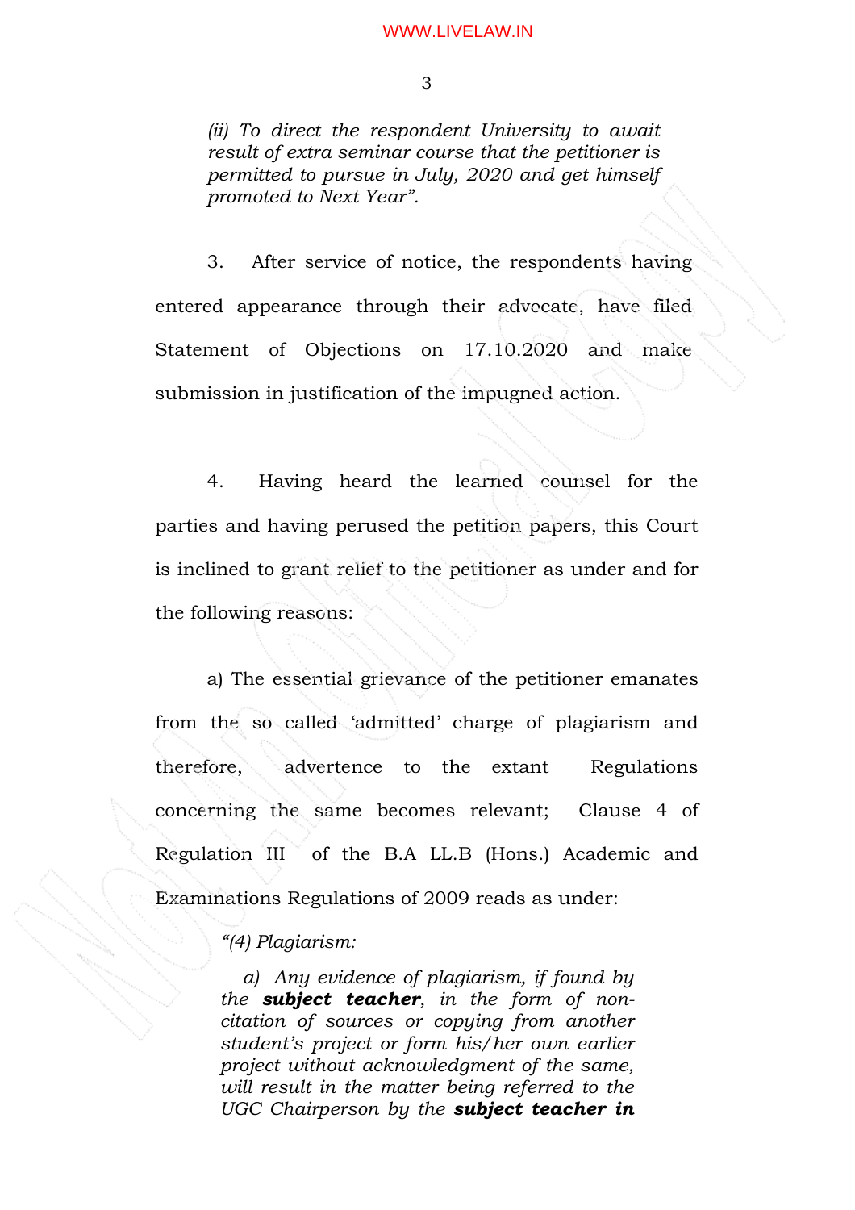*(ii) To direct the respondent University to await result of extra seminar course that the petitioner is permitted to pursue in July, 2020 and get himself promoted to Next Year".*

3. After service of notice, the respondents having entered appearance through their advocate, have filed Statement of Objections on 17.10.2020 and make submission in justification of the impugned action.

4. Having heard the learned counsel for the parties and having perused the petition papers, this Court is inclined to grant relief to the petitioner as under and for the following reasons:

a) The essential grievance of the petitioner emanates from the so called 'admitted' charge of plagiarism and therefore, advertence to the extant Regulations concerning the same becomes relevant; Clause 4 of Regulation III of the B.A LL.B (Hons.) Academic and Examinations Regulations of 2009 reads as under:

> *"(4) Plagiarism:*
>
> *a) Any evidence of plagiarism, if found by the **subject teacher**, in the form of non-citation of sources or copying from another student's project or form his/her own earlier project without acknowledgment of the same, will result in the matter being referred to the UGC Chairperson by the **subject teacher in***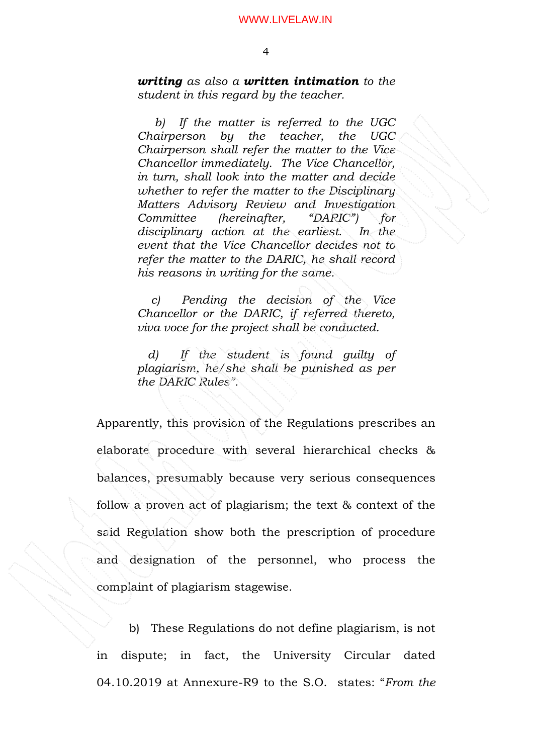> ***writing*** *as also a* ***written intimation*** *to the student in this regard by the teacher.*
>
> *b) If the matter is referred to the UGC Chairperson by the teacher, the UGC Chairperson shall refer the matter to the Vice Chancellor immediately. The Vice Chancellor, in turn, shall look into the matter and decide whether to refer the matter to the Disciplinary Matters Advisory Review and Investigation Committee (hereinafter, "DARIC") for disciplinary action at the earliest. In the event that the Vice Chancellor decides not to refer the matter to the DARIC, he shall record his reasons in writing for the same.*
>
> *c) Pending the decision of the Vice Chancellor or the DARIC, if referred thereto, viva voce for the project shall be conducted.*
>
> *d) If the student is found guilty of plagiarism, he/she shall be punished as per the DARIC Rules".*

Apparently, this provision of the Regulations prescribes an elaborate procedure with several hierarchical checks & balances, presumably because very serious consequences follow a proven act of plagiarism; the text & context of the said Regulation show both the prescription of procedure and designation of the personnel, who process the complaint of plagiarism stagewise.

b) These Regulations do not define plagiarism, is not in dispute; in fact, the University Circular dated 04.10.2019 at Annexure-R9 to the S.O. states: "*From the*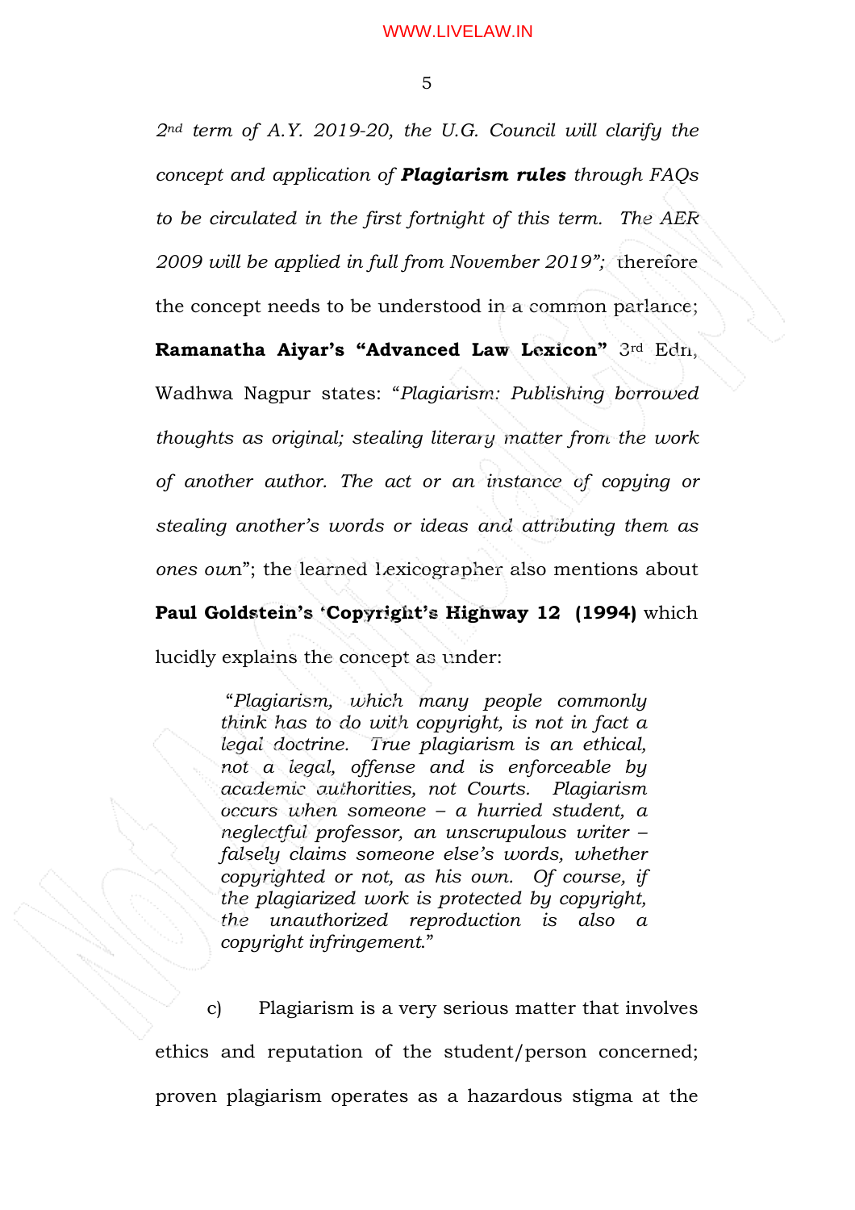*2nd term of A.Y. 2019-20, the U.G. Council will clarify the concept and application of **Plagiarism rules** through FAQs to be circulated in the first fortnight of this term. The AER 2009 will be applied in full from November 2019";* therefore the concept needs to be understood in a common parlance; **Ramanatha Aiyar's "Advanced Law Lexicon"** 3rd Edn, Wadhwa Nagpur states: "*Plagiarism: Publishing borrowed thoughts as original; stealing literary matter from the work of another author. The act or an instance of copying or stealing another's words or ideas and attributing them as ones own*"; the learned Lexicographer also mentions about **Paul Goldstein's 'Copyright's Highway 12 (1994)** which lucidly explains the concept as under:

> *"Plagiarism, which many people commonly think has to do with copyright, is not in fact a legal doctrine. True plagiarism is an ethical, not a legal, offense and is enforceable by academic authorities, not Courts. Plagiarism occurs when someone – a hurried student, a neglectful professor, an unscrupulous writer – falsely claims someone else's words, whether copyrighted or not, as his own. Of course, if the plagiarized work is protected by copyright, the unauthorized reproduction is also a copyright infringement."*

c) Plagiarism is a very serious matter that involves ethics and reputation of the student/person concerned; proven plagiarism operates as a hazardous stigma at the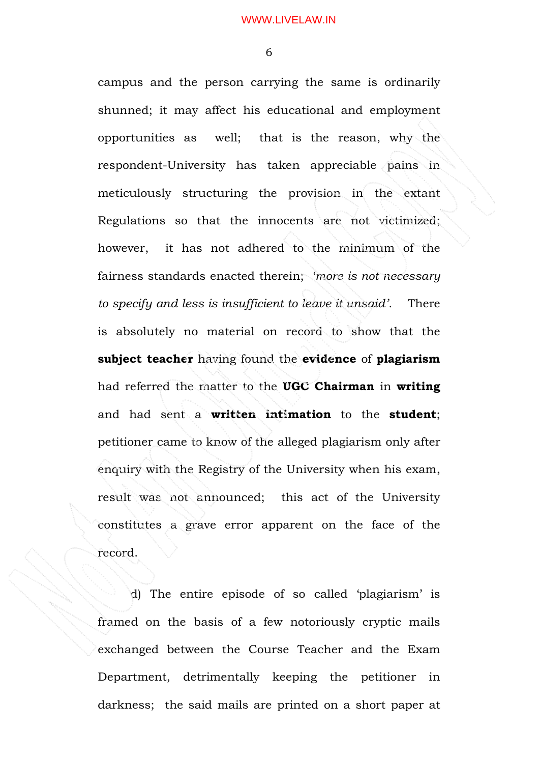campus and the person carrying the same is ordinarily shunned; it may affect his educational and employment opportunities as well; that is the reason, why the respondent-University has taken appreciable pains in meticulously structuring the provision in the extant Regulations so that the innocents are not victimized; however, it has not adhered to the minimum of the fairness standards enacted therein; *'more is not necessary to specify and less is insufficient to leave it unsaid'.* There is absolutely no material on record to show that the **subject teacher** having found the **evidence** of **plagiarism** had referred the matter to the **UGC Chairman** in **writing** and had sent a **written intimation** to the **student**; petitioner came to know of the alleged plagiarism only after enquiry with the Registry of the University when his exam, result was not announced; this act of the University constitutes a grave error apparent on the face of the record.

d) The entire episode of so called 'plagiarism' is framed on the basis of a few notoriously cryptic mails exchanged between the Course Teacher and the Exam Department, detrimentally keeping the petitioner in darkness; the said mails are printed on a short paper at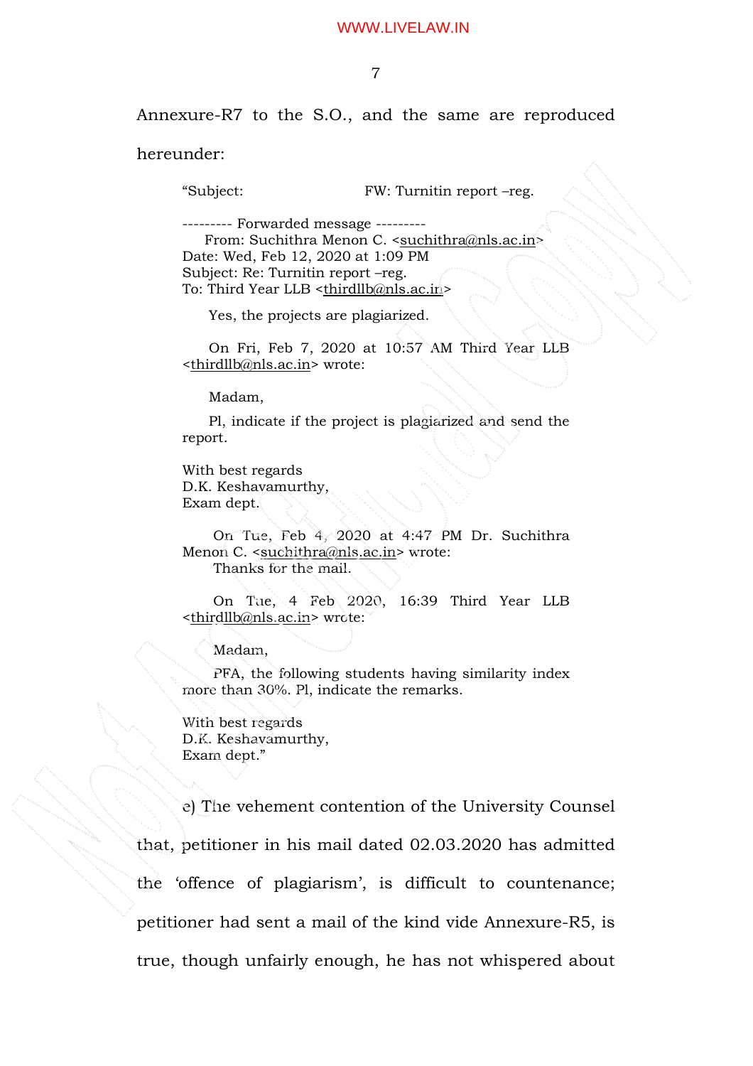Annexure-R7 to the S.O., and the same are reproduced hereunder:

> "Subject: FW: Turnitin report –reg.
>
> --------- Forwarded message ---------
> From: Suchithra Menon C. <suchithra@nls.ac.in>
> Date: Wed, Feb 12, 2020 at 1:09 PM
> Subject: Re: Turnitin report –reg.
> To: Third Year LLB <thirdllb@nls.ac.in>
>
> Yes, the projects are plagiarized.
>
> On Fri, Feb 7, 2020 at 10:57 AM Third Year LLB <thirdllb@nls.ac.in> wrote:
>
> Madam,
>
> Pl, indicate if the project is plagiarized and send the report.
>
> With best regards
> D.K. Keshavamurthy,
> Exam dept.
>
> On Tue, Feb 4, 2020 at 4:47 PM Dr. Suchithra Menon C. <suchithra@nls.ac.in> wrote:
> Thanks for the mail.
>
> On Tue, 4 Feb 2020, 16:39 Third Year LLB <thirdllb@nls.ac.in> wrote:
>
> Madam,
>
> PFA, the following students having similarity index more than 30%. Pl, indicate the remarks.
>
> With best regards
> D.K. Keshavamurthy,
> Exam dept."

e) The vehement contention of the University Counsel that, petitioner in his mail dated 02.03.2020 has admitted the 'offence of plagiarism', is difficult to countenance; petitioner had sent a mail of the kind vide Annexure-R5, is true, though unfairly enough, he has not whispered about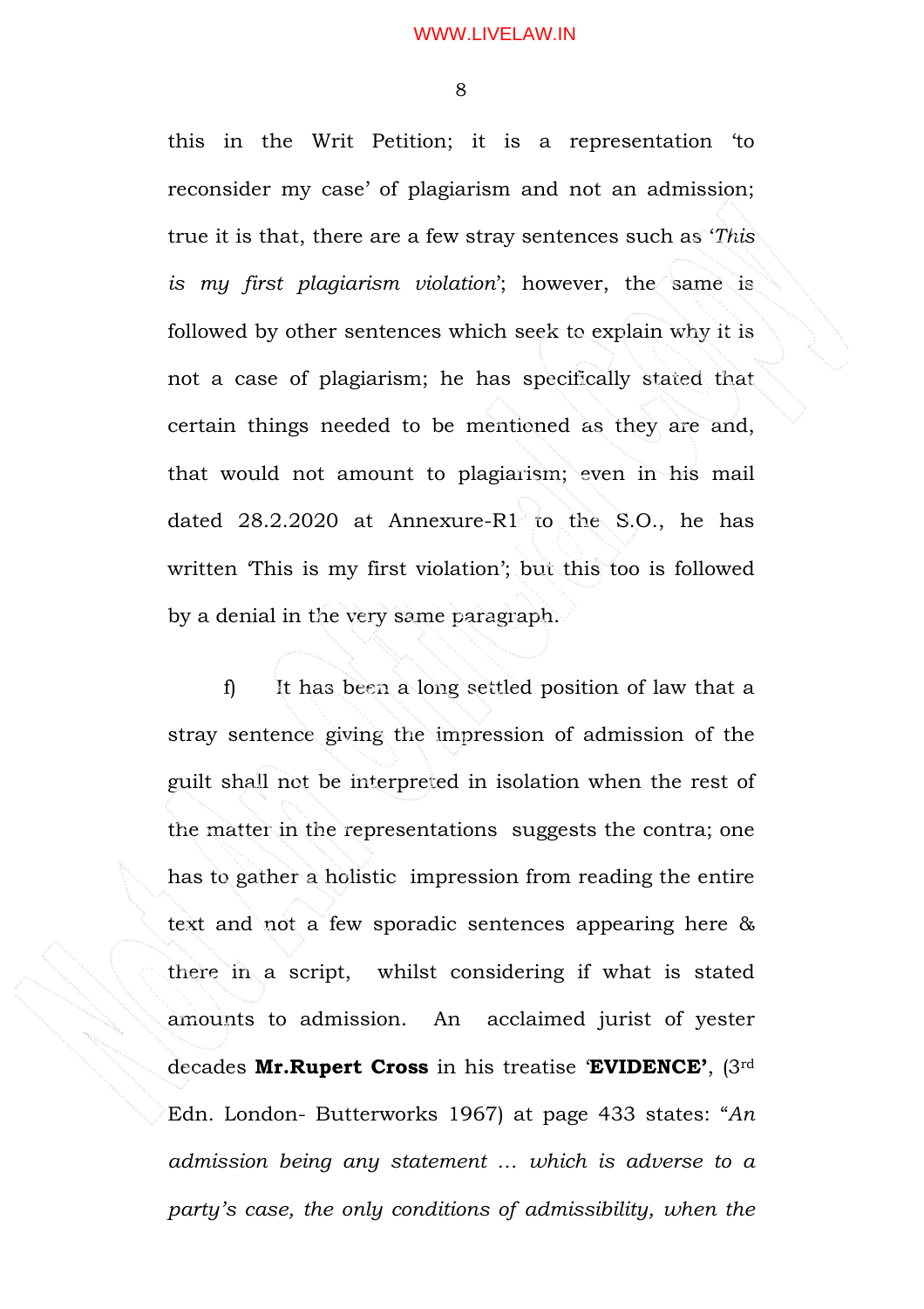this in the Writ Petition; it is a representation 'to reconsider my case' of plagiarism and not an admission; true it is that, there are a few stray sentences such as '*This is my first plagiarism violation*'; however, the same is followed by other sentences which seek to explain why it is not a case of plagiarism; he has specifically stated that certain things needed to be mentioned as they are and, that would not amount to plagiarism; even in his mail dated 28.2.2020 at Annexure-R1 to the S.O., he has written 'This is my first violation'; but this too is followed by a denial in the very same paragraph.

f) It has been a long settled position of law that a stray sentence giving the impression of admission of the guilt shall not be interpreted in isolation when the rest of the matter in the representations suggests the contra; one has to gather a holistic impression from reading the entire text and not a few sporadic sentences appearing here & there in a script, whilst considering if what is stated amounts to admission. An acclaimed jurist of yester decades **Mr.Rupert Cross** in his treatise **'EVIDENCE'**, (3rd Edn. London- Butterworks 1967) at page 433 states: "*An admission being any statement ... which is adverse to a party's case, the only conditions of admissibility, when the*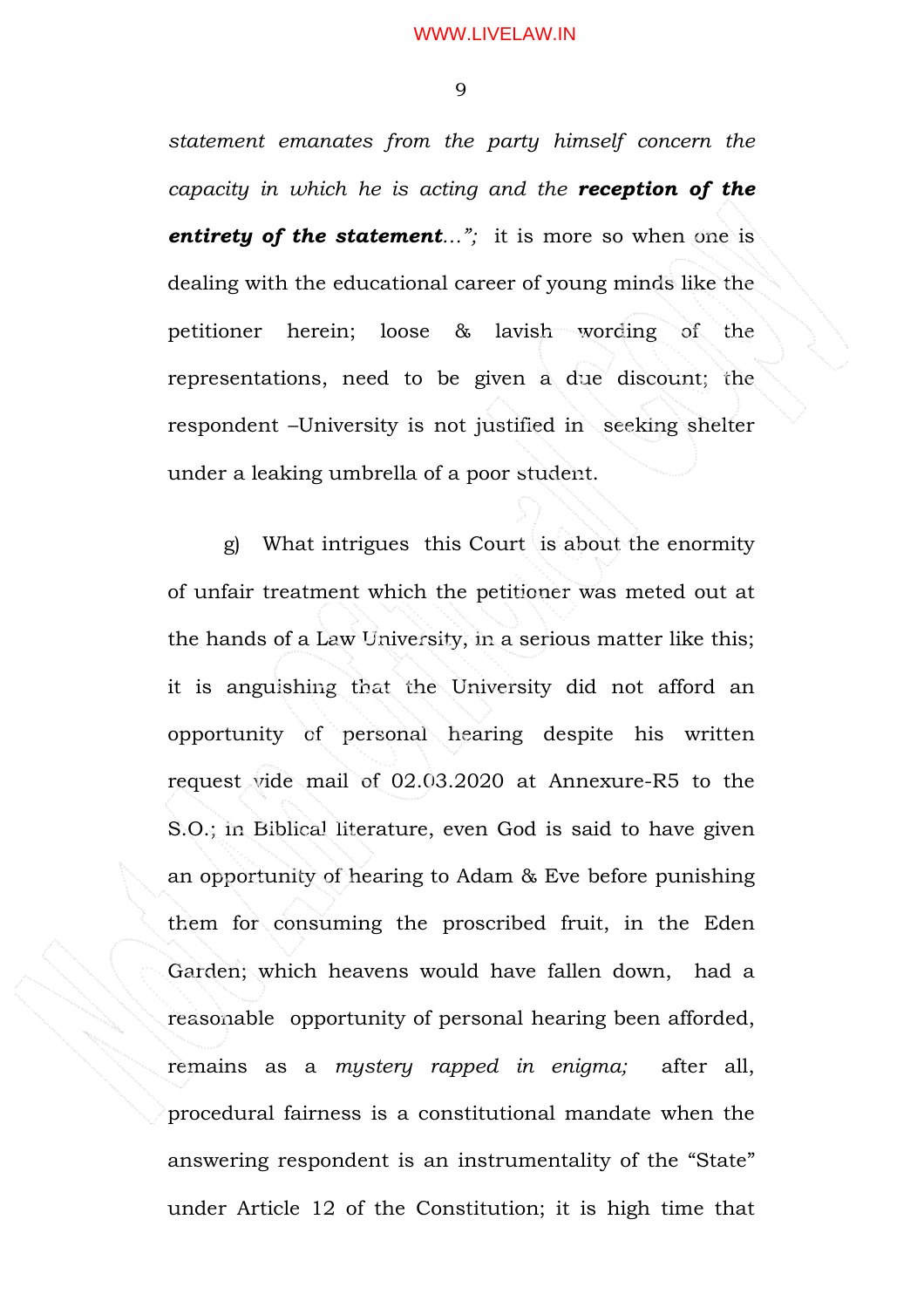*statement emanates from the party himself concern the capacity in which he is acting and the* ***reception of the entirety of the statement****...";* it is more so when one is dealing with the educational career of young minds like the petitioner herein; loose & lavish wording of the representations, need to be given a due discount; the respondent –University is not justified in seeking shelter under a leaking umbrella of a poor student.

g) What intrigues this Court is about the enormity of unfair treatment which the petitioner was meted out at the hands of a Law University, in a serious matter like this; it is anguishing that the University did not afford an opportunity of personal hearing despite his written request vide mail of 02.03.2020 at Annexure-R5 to the S.O.; in Biblical literature, even God is said to have given an opportunity of hearing to Adam & Eve before punishing them for consuming the proscribed fruit, in the Eden Garden; which heavens would have fallen down, had a reasonable opportunity of personal hearing been afforded, remains as a *mystery rapped in enigma;* after all, procedural fairness is a constitutional mandate when the answering respondent is an instrumentality of the "State" under Article 12 of the Constitution; it is high time that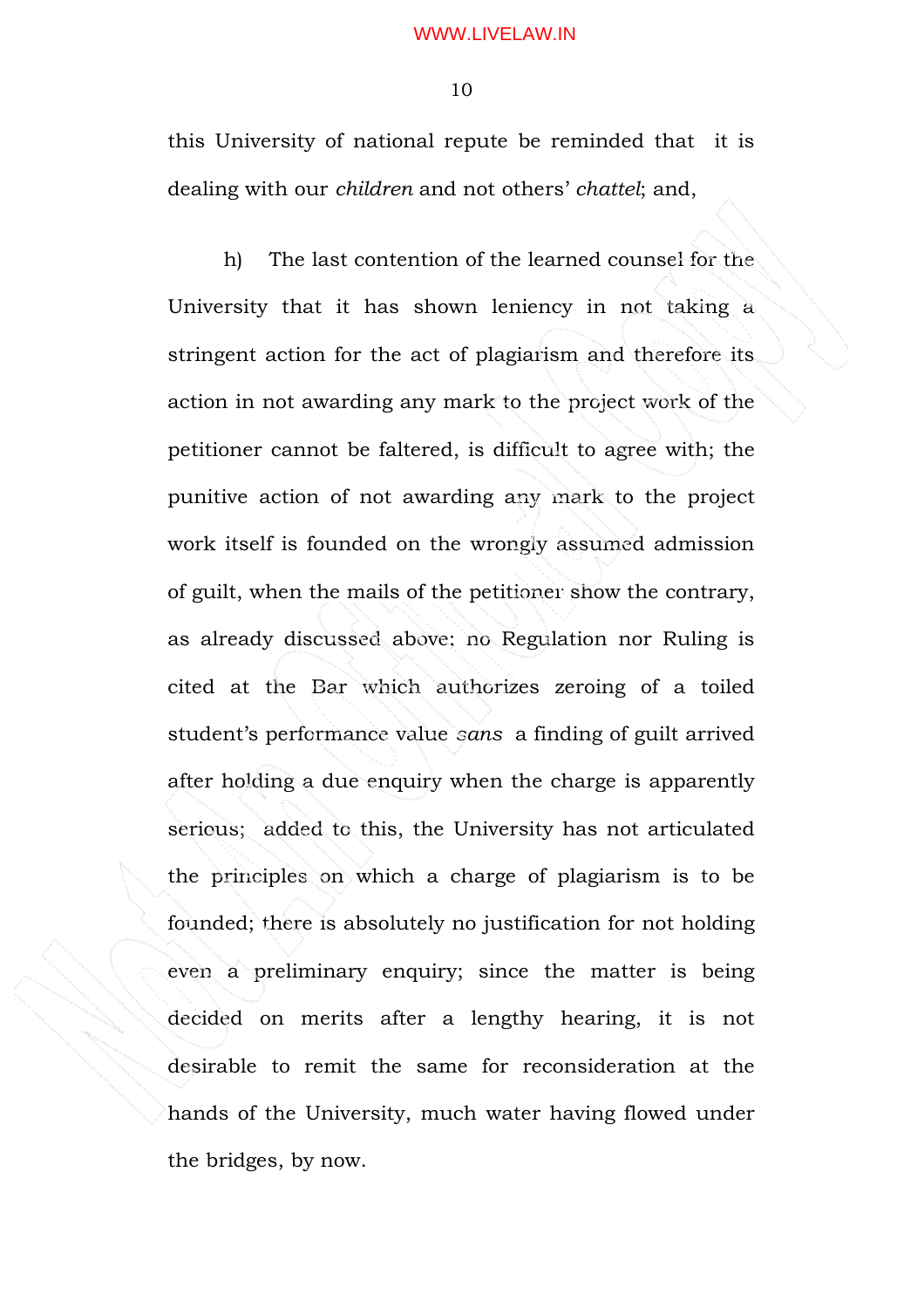this University of national repute be reminded that it is dealing with our *children* and not others' *chattel*; and,

h) The last contention of the learned counsel for the University that it has shown leniency in not taking a stringent action for the act of plagiarism and therefore its action in not awarding any mark to the project work of the petitioner cannot be faltered, is difficult to agree with; the punitive action of not awarding any mark to the project work itself is founded on the wrongly assumed admission of guilt, when the mails of the petitioner show the contrary, as already discussed above; no Regulation nor Ruling is cited at the Bar which authorizes zeroing of a toiled student's performance value *sans* a finding of guilt arrived after holding a due enquiry when the charge is apparently serious; added to this, the University has not articulated the principles on which a charge of plagiarism is to be founded; there is absolutely no justification for not holding even a preliminary enquiry; since the matter is being decided on merits after a lengthy hearing, it is not desirable to remit the same for reconsideration at the hands of the University, much water having flowed under the bridges, by now.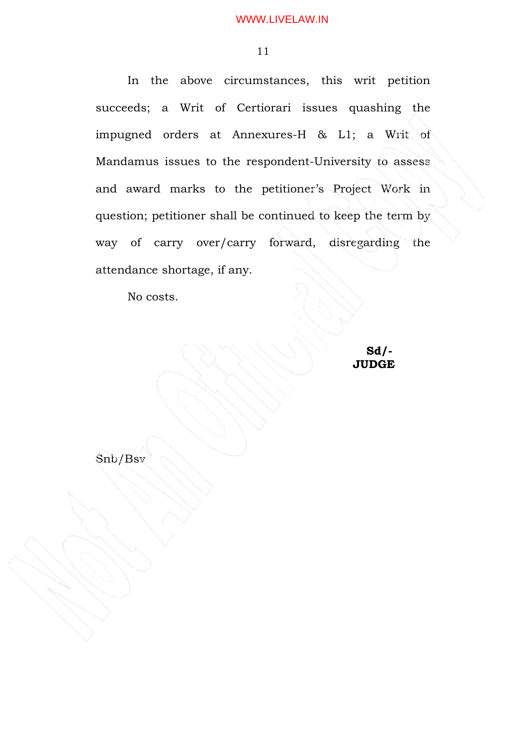In the above circumstances, this writ petition succeeds; a Writ of Certiorari issues quashing the impugned orders at Annexures-H & L1; a Writ of Mandamus issues to the respondent-University to assess and award marks to the petitioner's Project Work in question; petitioner shall be continued to keep the term by way of carry over/carry forward, disregarding the attendance shortage, if any.

No costs.

**Sd/-**
**JUDGE**

Snb/Bsv